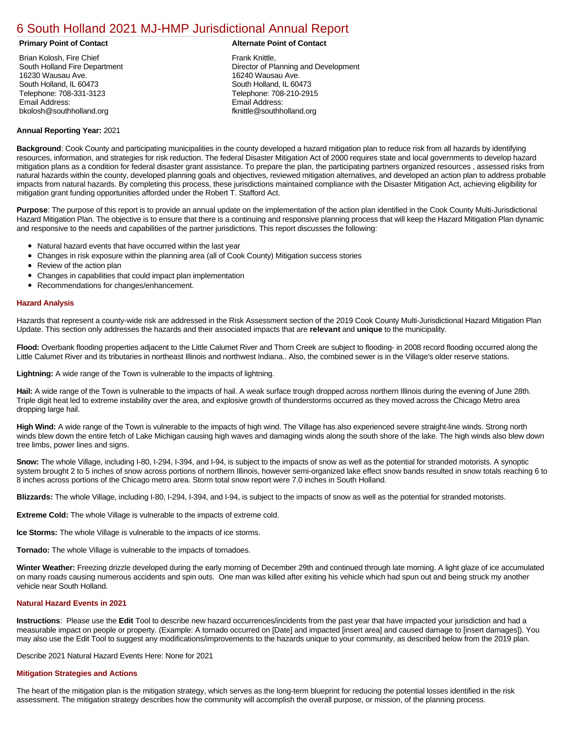# 6 South Holland 2021 MJ-HMP Jurisdictional Annual Report

**Primary Point of Contact**

Brian Kolosh, Fire Chief
South Holland Fire Department
16230 Wausau Ave.
South Holland, IL 60473
Telephone: 708-331-3123
Email Address:
bkolosh@southholland.org

**Alternate Point of Contact**

Frank Knittle,
Director of Planning and Development
16240 Wausau Ave.
South Holland, IL 60473
Telephone: 708-210-2915
Email Address:
fknittle@southholland.org

**Annual Reporting Year:** 2021

**Background**: Cook County and participating municipalities in the county developed a hazard mitigation plan to reduce risk from all hazards by identifying resources, information, and strategies for risk reduction. The federal Disaster Mitigation Act of 2000 requires state and local governments to develop hazard mitigation plans as a condition for federal disaster grant assistance. To prepare the plan, the participating partners organized resources , assessed risks from natural hazards within the county, developed planning goals and objectives, reviewed mitigation alternatives, and developed an action plan to address probable impacts from natural hazards. By completing this process, these jurisdictions maintained compliance with the Disaster Mitigation Act, achieving eligibility for mitigation grant funding opportunities afforded under the Robert T. Stafford Act.

**Purpose**: The purpose of this report is to provide an annual update on the implementation of the action plan identified in the Cook County Multi-Jurisdictional Hazard Mitigation Plan. The objective is to ensure that there is a continuing and responsive planning process that will keep the Hazard Mitigation Plan dynamic and responsive to the needs and capabilities of the partner jurisdictions. This report discusses the following:

- Natural hazard events that have occurred within the last year
- Changes in risk exposure within the planning area (all of Cook County) Mitigation success stories
- Review of the action plan
- Changes in capabilities that could impact plan implementation
- Recommendations for changes/enhancement.

### Hazard Analysis

Hazards that represent a county-wide risk are addressed in the Risk Assessment section of the 2019 Cook County Multi-Jurisdictional Hazard Mitigation Plan Update. This section only addresses the hazards and their associated impacts that are **relevant** and **unique** to the municipality.

**Flood:** Overbank flooding properties adjacent to the Little Calumet River and Thorn Creek are subject to flooding- in 2008 record flooding occurred along the Little Calumet River and its tributaries in northeast Illinois and northwest Indiana.. Also, the combined sewer is in the Village's older reserve stations.

**Lightning:** A wide range of the Town is vulnerable to the impacts of lightning.

**Hail:** A wide range of the Town is vulnerable to the impacts of hail. A weak surface trough dropped across northern Illinois during the evening of June 28th. Triple digit heat led to extreme instability over the area, and explosive growth of thunderstorms occurred as they moved across the Chicago Metro area dropping large hail.

**High Wind:** A wide range of the Town is vulnerable to the impacts of high wind. The Village has also experienced severe straight-line winds. Strong north winds blew down the entire fetch of Lake Michigan causing high waves and damaging winds along the south shore of the lake. The high winds also blew down tree limbs, power lines and signs.

**Snow:** The whole Village, including I-80, I-294, I-394, and I-94, is subject to the impacts of snow as well as the potential for stranded motorists. A synoptic system brought 2 to 5 inches of snow across portions of northern Illinois, however semi-organized lake effect snow bands resulted in snow totals reaching 6 to 8 inches across portions of the Chicago metro area. Storm total snow report were 7.0 inches in South Holland.

**Blizzards:** The whole Village, including I-80, I-294, I-394, and I-94, is subject to the impacts of snow as well as the potential for stranded motorists.

**Extreme Cold:** The whole Village is vulnerable to the impacts of extreme cold.

**Ice Storms:** The whole Village is vulnerable to the impacts of ice storms.

**Tornado:** The whole Village is vulnerable to the impacts of tornadoes.

**Winter Weather:** Freezing drizzle developed during the early morning of December 29th and continued through late morning. A light glaze of ice accumulated on many roads causing numerous accidents and spin outs. One man was killed after exiting his vehicle which had spun out and being struck my another vehicle near South Holland.

### Natural Hazard Events in 2021

**Instructions**: Please use the **Edit** Tool to describe new hazard occurrences/incidents from the past year that have impacted your jurisdiction and had a measurable impact on people or property. (Example: A tornado occurred on [Date] and impacted [insert area] and caused damage to [insert damages]). You may also use the Edit Tool to suggest any modifications/improvements to the hazards unique to your community, as described below from the 2019 plan.

Describe 2021 Natural Hazard Events Here: None for 2021

### Mitigation Strategies and Actions

The heart of the mitigation plan is the mitigation strategy, which serves as the long-term blueprint for reducing the potential losses identified in the risk assessment. The mitigation strategy describes how the community will accomplish the overall purpose, or mission, of the planning process.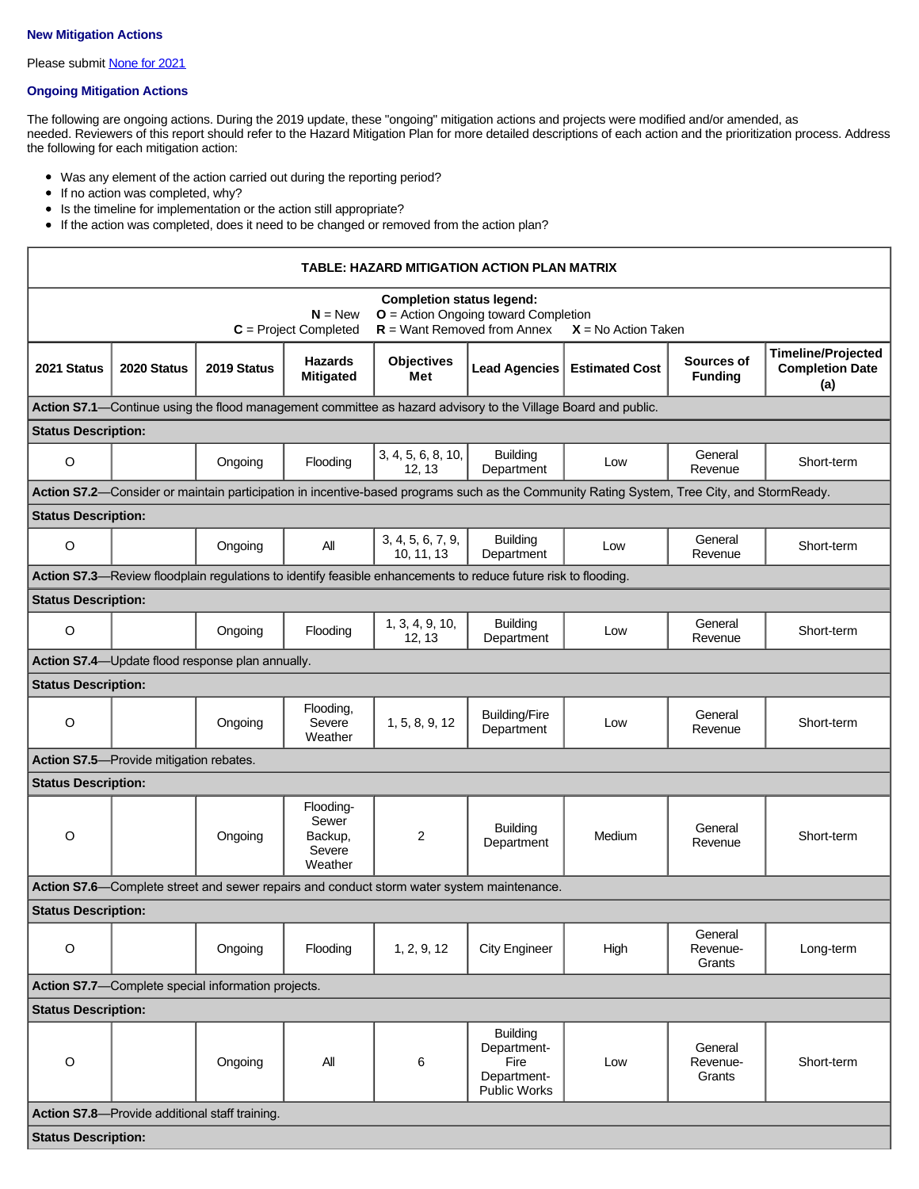### New Mitigation Actions

Please submit None for 2021

### Ongoing Mitigation Actions

The following are ongoing actions. During the 2019 update, these "ongoing" mitigation actions and projects were modified and/or amended, as needed. Reviewers of this report should refer to the Hazard Mitigation Plan for more detailed descriptions of each action and the prioritization process. Address the following for each mitigation action:

- Was any element of the action carried out during the reporting period?
- If no action was completed, why?
- Is the timeline for implementation or the action still appropriate?
- If the action was completed, does it need to be changed or removed from the action plan?

**TABLE: HAZARD MITIGATION ACTION PLAN MATRIX**

**Completion status legend:**
**N** = New **O** = Action Ongoing toward Completion
**C** = Project Completed **R** = Want Removed from Annex **X** = No Action Taken

| 2021 Status | 2020 Status | 2019 Status | Hazards Mitigated | Objectives Met | Lead Agencies | Estimated Cost | Sources of Funding | Timeline/Projected Completion Date (a) |
|---|---|---|---|---|---|---|---|---|
| **Action S7.1**—Continue using the flood management committee as hazard advisory to the Village Board and public. | | | | | | | | |
| **Status Description:** | | | | | | | | |
| O | | Ongoing | Flooding | 3, 4, 5, 6, 8, 10, 12, 13 | Building Department | Low | General Revenue | Short-term |
| **Action S7.2**—Consider or maintain participation in incentive-based programs such as the Community Rating System, Tree City, and StormReady. | | | | | | | | |
| **Status Description:** | | | | | | | | |
| O | | Ongoing | All | 3, 4, 5, 6, 7, 9, 10, 11, 13 | Building Department | Low | General Revenue | Short-term |
| **Action S7.3**—Review floodplain regulations to identify feasible enhancements to reduce future risk to flooding. | | | | | | | | |
| **Status Description:** | | | | | | | | |
| O | | Ongoing | Flooding | 1, 3, 4, 9, 10, 12, 13 | Building Department | Low | General Revenue | Short-term |
| **Action S7.4**—Update flood response plan annually. | | | | | | | | |
| **Status Description:** | | | | | | | | |
| O | | Ongoing | Flooding, Severe Weather | 1, 5, 8, 9, 12 | Building/Fire Department | Low | General Revenue | Short-term |
| **Action S7.5**—Provide mitigation rebates. | | | | | | | | |
| **Status Description:** | | | | | | | | |
| O | | Ongoing | Flooding-Sewer Backup, Severe Weather | 2 | Building Department | Medium | General Revenue | Short-term |
| **Action S7.6**—Complete street and sewer repairs and conduct storm water system maintenance. | | | | | | | | |
| **Status Description:** | | | | | | | | |
| O | | Ongoing | Flooding | 1, 2, 9, 12 | City Engineer | High | General Revenue-Grants | Long-term |
| **Action S7.7**—Complete special information projects. | | | | | | | | |
| **Status Description:** | | | | | | | | |
| O | | Ongoing | All | 6 | Building Department-Fire Department-Public Works | Low | General Revenue-Grants | Short-term |
| **Action S7.8**—Provide additional staff training. | | | | | | | | |
| **Status Description:** | | | | | | | | |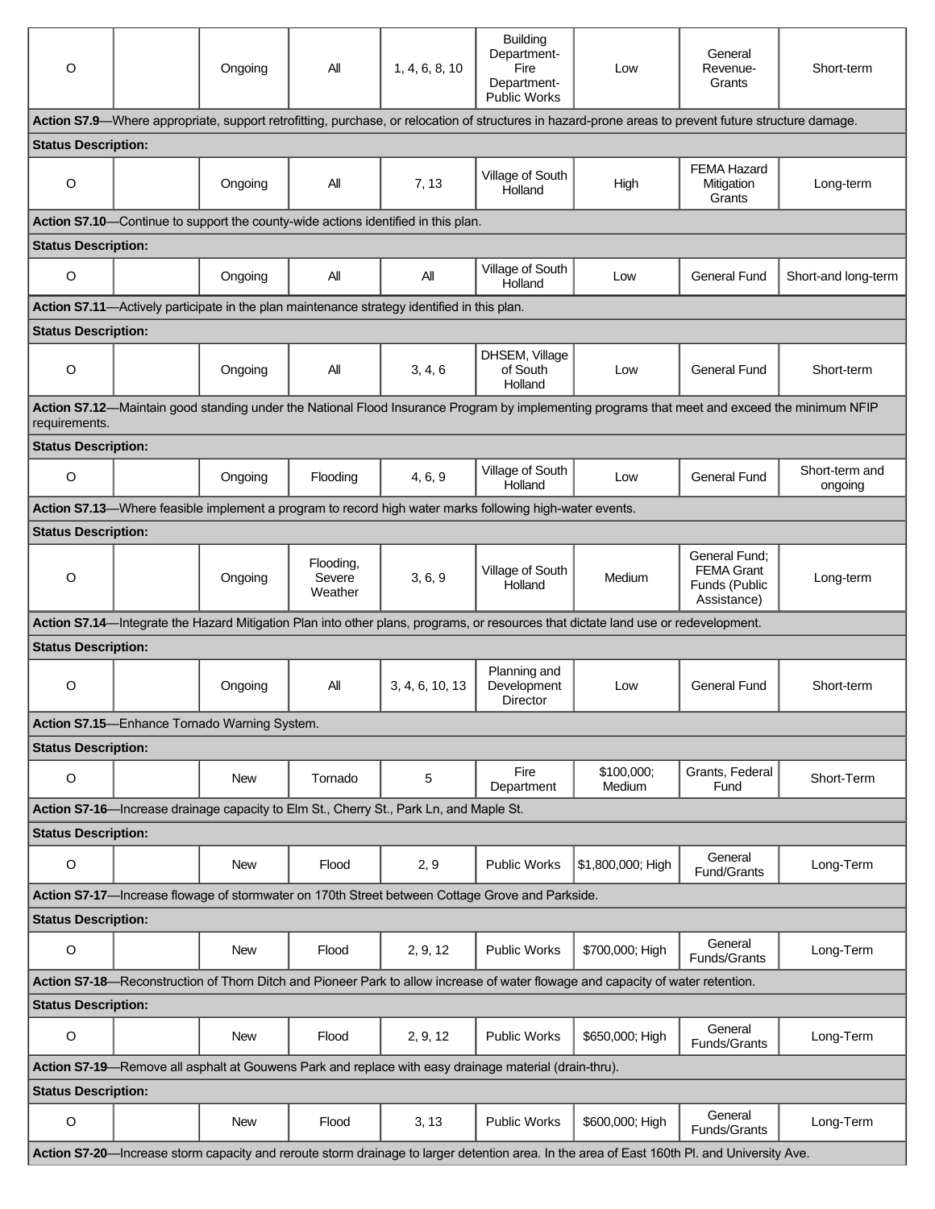| | | | | | | | | |
|---|---|---|---|---|---|---|---|---|
| O | | Ongoing | All | 1, 4, 6, 8, 10 | Building Department- Fire Department- Public Works | Low | General Revenue- Grants | Short-term |
| **Action S7.9**—Where appropriate, support retrofitting, purchase, or relocation of structures in hazard-prone areas to prevent future structure damage. | | | | | | | | |
| **Status Description:** | | | | | | | | |
| O | | Ongoing | All | 7, 13 | Village of South Holland | High | FEMA Hazard Mitigation Grants | Long-term |
| **Action S7.10**—Continue to support the county-wide actions identified in this plan. | | | | | | | | |
| **Status Description:** | | | | | | | | |
| O | | Ongoing | All | All | Village of South Holland | Low | General Fund | Short-and long-term |
| **Action S7.11**—Actively participate in the plan maintenance strategy identified in this plan. | | | | | | | | |
| **Status Description:** | | | | | | | | |
| O | | Ongoing | All | 3, 4, 6 | DHSEM, Village of South Holland | Low | General Fund | Short-term |
| **Action S7.12**—Maintain good standing under the National Flood Insurance Program by implementing programs that meet and exceed the minimum NFIP requirements. | | | | | | | | |
| **Status Description:** | | | | | | | | |
| O | | Ongoing | Flooding | 4, 6, 9 | Village of South Holland | Low | General Fund | Short-term and ongoing |
| **Action S7.13**—Where feasible implement a program to record high water marks following high-water events. | | | | | | | | |
| **Status Description:** | | | | | | | | |
| O | | Ongoing | Flooding, Severe Weather | 3, 6, 9 | Village of South Holland | Medium | General Fund; FEMA Grant Funds (Public Assistance) | Long-term |
| **Action S7.14**—Integrate the Hazard Mitigation Plan into other plans, programs, or resources that dictate land use or redevelopment. | | | | | | | | |
| **Status Description:** | | | | | | | | |
| O | | Ongoing | All | 3, 4, 6, 10, 13 | Planning and Development Director | Low | General Fund | Short-term |
| **Action S7.15**—Enhance Tornado Warning System. | | | | | | | | |
| **Status Description:** | | | | | | | | |
| O | | New | Tornado | 5 | Fire Department | \$100,000; Medium | Grants, Federal Fund | Short-Term |
| **Action S7-16**—Increase drainage capacity to Elm St., Cherry St., Park Ln, and Maple St. | | | | | | | | |
| **Status Description:** | | | | | | | | |
| O | | New | Flood | 2, 9 | Public Works | \$1,800,000; High | General Fund/Grants | Long-Term |
| **Action S7-17**—Increase flowage of stormwater on 170th Street between Cottage Grove and Parkside. | | | | | | | | |
| **Status Description:** | | | | | | | | |
| O | | New | Flood | 2, 9, 12 | Public Works | \$700,000; High | General Funds/Grants | Long-Term |
| **Action S7-18**—Reconstruction of Thorn Ditch and Pioneer Park to allow increase of water flowage and capacity of water retention. | | | | | | | | |
| **Status Description:** | | | | | | | | |
| O | | New | Flood | 2, 9, 12 | Public Works | \$650,000; High | General Funds/Grants | Long-Term |
| **Action S7-19**—Remove all asphalt at Gouwens Park and replace with easy drainage material (drain-thru). | | | | | | | | |
| **Status Description:** | | | | | | | | |
| O | | New | Flood | 3, 13 | Public Works | \$600,000; High | General Funds/Grants | Long-Term |
| **Action S7-20**—Increase storm capacity and reroute storm drainage to larger detention area. In the area of East 160th Pl. and University Ave. | | | | | | | | |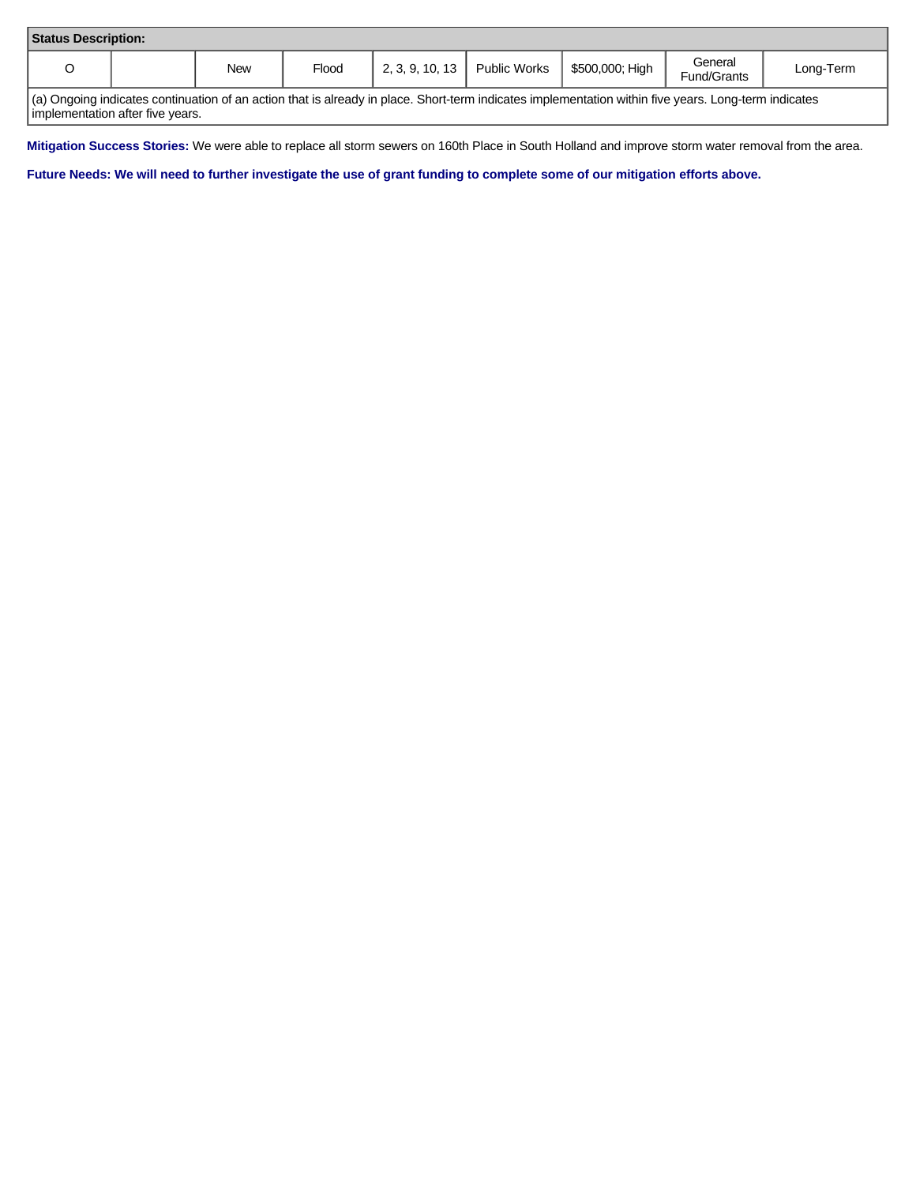| Status Description: | | | | | | | | |
|---|---|---|---|---|---|---|---|---|
| O | | New | Flood | 2, 3, 9, 10, 13 | Public Works | $500,000; High | General Fund/Grants | Long-Term |
| (a) Ongoing indicates continuation of an action that is already in place. Short-term indicates implementation within five years. Long-term indicates implementation after five years. | | | | | | | | |

**Mitigation Success Stories:** We were able to replace all storm sewers on 160th Place in South Holland and improve storm water removal from the area.

**Future Needs: We will need to further investigate the use of grant funding to complete some of our mitigation efforts above.**